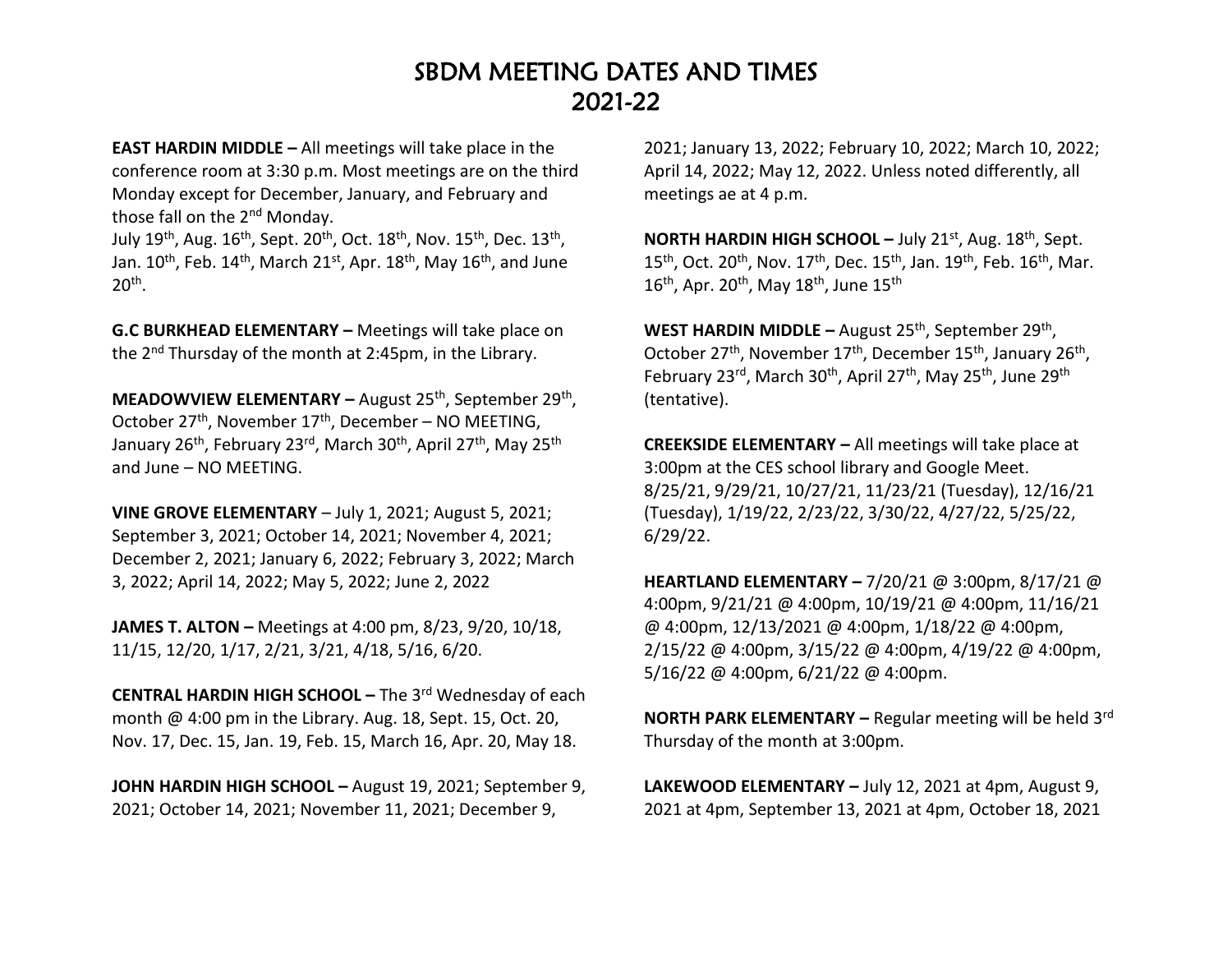# SBDM MEETING DATES AND TIMES 2021-22

**EAST HARDIN MIDDLE –** All meetings will take place in the conference room at 3:30 p.m. Most meetings are on the third Monday except for December, January, and February and those fall on the 2nd Monday.
July 19th, Aug. 16th, Sept. 20th, Oct. 18th, Nov. 15th, Dec. 13th, Jan. 10th, Feb. 14th, March 21st, Apr. 18th, May 16th, and June 20th.

**G.C BURKHEAD ELEMENTARY –** Meetings will take place on the 2nd Thursday of the month at 2:45pm, in the Library.

**MEADOWVIEW ELEMENTARY –** August 25th, September 29th, October 27th, November 17th, December – NO MEETING, January 26th, February 23rd, March 30th, April 27th, May 25th and June – NO MEETING.

**VINE GROVE ELEMENTARY** – July 1, 2021; August 5, 2021; September 3, 2021; October 14, 2021; November 4, 2021; December 2, 2021; January 6, 2022; February 3, 2022; March 3, 2022; April 14, 2022; May 5, 2022; June 2, 2022

**JAMES T. ALTON –** Meetings at 4:00 pm, 8/23, 9/20, 10/18, 11/15, 12/20, 1/17, 2/21, 3/21, 4/18, 5/16, 6/20.

**CENTRAL HARDIN HIGH SCHOOL –** The 3rd Wednesday of each month @ 4:00 pm in the Library. Aug. 18, Sept. 15, Oct. 20, Nov. 17, Dec. 15, Jan. 19, Feb. 15, March 16, Apr. 20, May 18.

**JOHN HARDIN HIGH SCHOOL –** August 19, 2021; September 9, 2021; October 14, 2021; November 11, 2021; December 9, 2021; January 13, 2022; February 10, 2022; March 10, 2022; April 14, 2022; May 12, 2022. Unless noted differently, all meetings ae at 4 p.m.

**NORTH HARDIN HIGH SCHOOL –** July 21st, Aug. 18th, Sept. 15th, Oct. 20th, Nov. 17th, Dec. 15th, Jan. 19th, Feb. 16th, Mar. 16th, Apr. 20th, May 18th, June 15th

**WEST HARDIN MIDDLE –** August 25th, September 29th, October 27th, November 17th, December 15th, January 26th, February 23rd, March 30th, April 27th, May 25th, June 29th (tentative).

**CREEKSIDE ELEMENTARY –** All meetings will take place at 3:00pm at the CES school library and Google Meet. 8/25/21, 9/29/21, 10/27/21, 11/23/21 (Tuesday), 12/16/21 (Tuesday), 1/19/22, 2/23/22, 3/30/22, 4/27/22, 5/25/22, 6/29/22.

**HEARTLAND ELEMENTARY –** 7/20/21 @ 3:00pm, 8/17/21 @ 4:00pm, 9/21/21 @ 4:00pm, 10/19/21 @ 4:00pm, 11/16/21 @ 4:00pm, 12/13/2021 @ 4:00pm, 1/18/22 @ 4:00pm, 2/15/22 @ 4:00pm, 3/15/22 @ 4:00pm, 4/19/22 @ 4:00pm, 5/16/22 @ 4:00pm, 6/21/22 @ 4:00pm.

**NORTH PARK ELEMENTARY –** Regular meeting will be held 3rd Thursday of the month at 3:00pm.

**LAKEWOOD ELEMENTARY –** July 12, 2021 at 4pm, August 9, 2021 at 4pm, September 13, 2021 at 4pm, October 18, 2021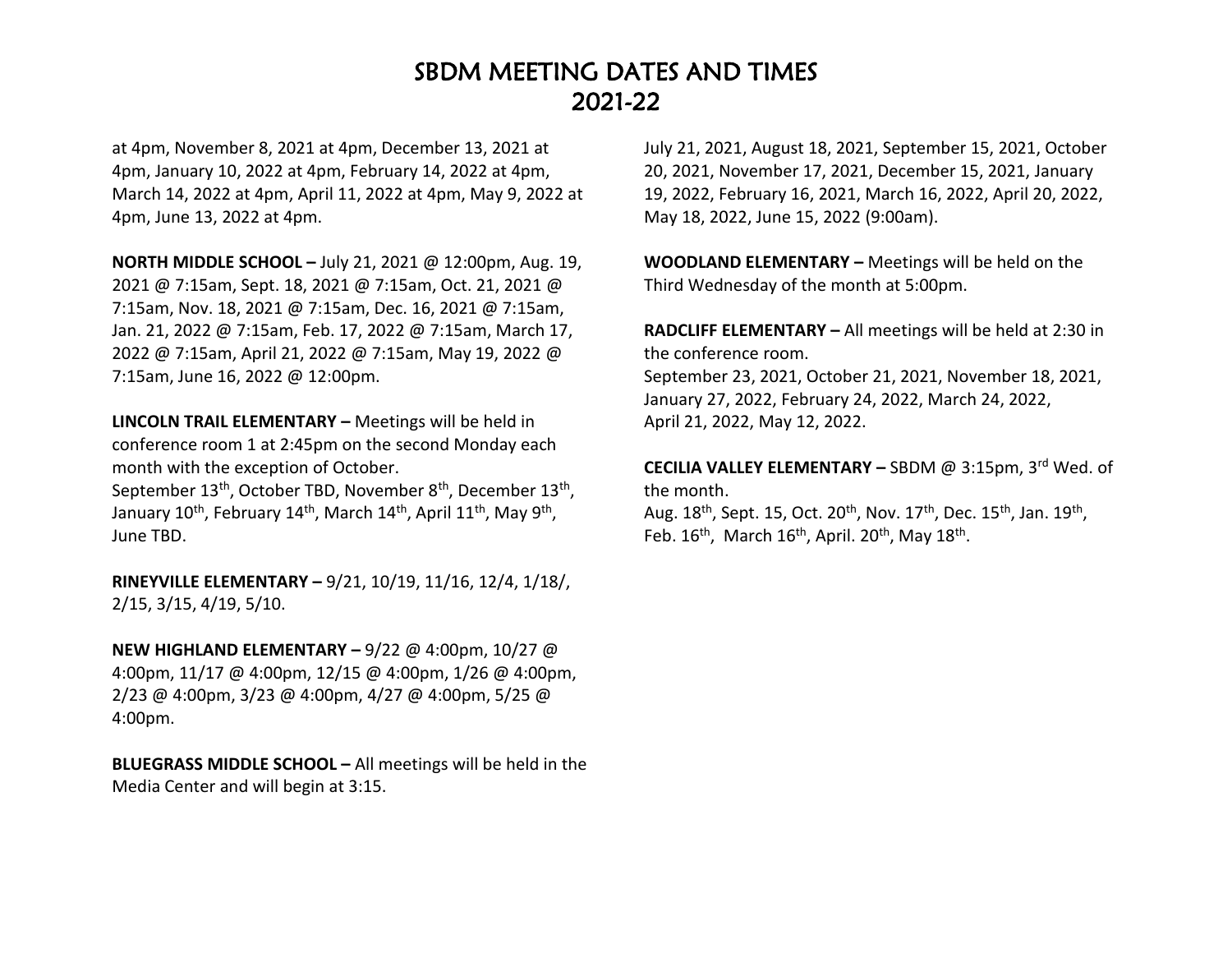# SBDM MEETING DATES AND TIMES
# 2021-22

at 4pm, November 8, 2021 at 4pm, December 13, 2021 at 4pm, January 10, 2022 at 4pm, February 14, 2022 at 4pm, March 14, 2022 at 4pm, April 11, 2022 at 4pm, May 9, 2022 at 4pm, June 13, 2022 at 4pm.

**NORTH MIDDLE SCHOOL –** July 21, 2021 @ 12:00pm, Aug. 19, 2021 @ 7:15am, Sept. 18, 2021 @ 7:15am, Oct. 21, 2021 @ 7:15am, Nov. 18, 2021 @ 7:15am, Dec. 16, 2021 @ 7:15am, Jan. 21, 2022 @ 7:15am, Feb. 17, 2022 @ 7:15am, March 17, 2022 @ 7:15am, April 21, 2022 @ 7:15am, May 19, 2022 @ 7:15am, June 16, 2022 @ 12:00pm.

**LINCOLN TRAIL ELEMENTARY –** Meetings will be held in conference room 1 at 2:45pm on the second Monday each month with the exception of October.
September 13th, October TBD, November 8th, December 13th, January 10th, February 14th, March 14th, April 11th, May 9th, June TBD.

**RINEYVILLE ELEMENTARY –** 9/21, 10/19, 11/16, 12/4, 1/18/, 2/15, 3/15, 4/19, 5/10.

**NEW HIGHLAND ELEMENTARY –** 9/22 @ 4:00pm, 10/27 @ 4:00pm, 11/17 @ 4:00pm, 12/15 @ 4:00pm, 1/26 @ 4:00pm, 2/23 @ 4:00pm, 3/23 @ 4:00pm, 4/27 @ 4:00pm, 5/25 @ 4:00pm.

**BLUEGRASS MIDDLE SCHOOL –** All meetings will be held in the Media Center and will begin at 3:15.

July 21, 2021, August 18, 2021, September 15, 2021, October 20, 2021, November 17, 2021, December 15, 2021, January 19, 2022, February 16, 2021, March 16, 2022, April 20, 2022, May 18, 2022, June 15, 2022 (9:00am).

**WOODLAND ELEMENTARY –** Meetings will be held on the Third Wednesday of the month at 5:00pm.

**RADCLIFF ELEMENTARY –** All meetings will be held at 2:30 in the conference room.
September 23, 2021, October 21, 2021, November 18, 2021, January 27, 2022, February 24, 2022, March 24, 2022, April 21, 2022, May 12, 2022.

**CECILIA VALLEY ELEMENTARY –** SBDM @ 3:15pm, 3rd Wed. of the month.
Aug. 18th, Sept. 15, Oct. 20th, Nov. 17th, Dec. 15th, Jan. 19th, Feb. 16th, March 16th, April. 20th, May 18th.